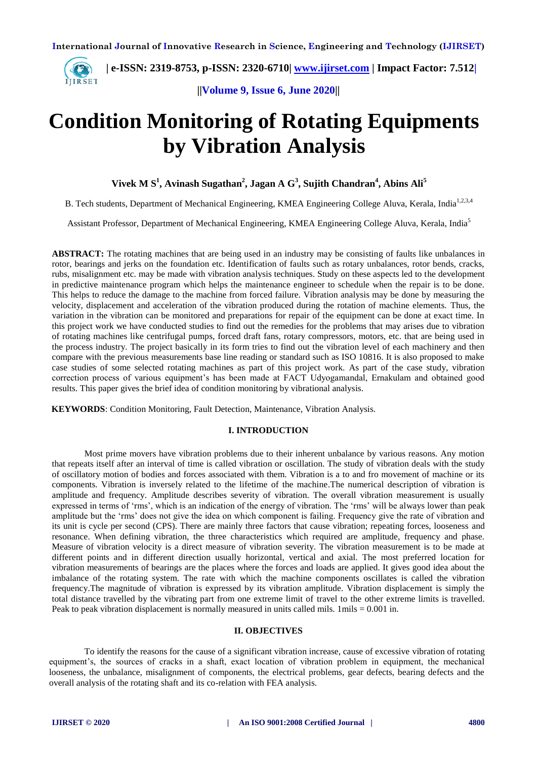# Condition Monitoring of Rotating Equipments by Vibration Analysis

**Vivek M S[1], Avinash Sugathan[2], Jagan A G[3], Sujith Chandran[4], Abins Ali[5]**

B. Tech students, Department of Mechanical Engineering, KMEA Engineering College Aluva, Kerala, India[1,2,3,4]

Assistant Professor, Department of Mechanical Engineering, KMEA Engineering College Aluva, Kerala, India[5]

**ABSTRACT:** The rotating machines that are being used in an industry may be consisting of faults like unbalances in rotor, bearings and jerks on the foundation etc. Identification of faults such as rotary unbalances, rotor bends, cracks, rubs, misalignment etc. may be made with vibration analysis techniques. Study on these aspects led to the development in predictive maintenance program which helps the maintenance engineer to schedule when the repair is to be done. This helps to reduce the damage to the machine from forced failure. Vibration analysis may be done by measuring the velocity, displacement and acceleration of the vibration produced during the rotation of machine elements. Thus, the variation in the vibration can be monitored and preparations for repair of the equipment can be done at exact time. In this project work we have conducted studies to find out the remedies for the problems that may arises due to vibration of rotating machines like centrifugal pumps, forced draft fans, rotary compressors, motors, etc. that are being used in the process industry. The project basically in its form tries to find out the vibration level of each machinery and then compare with the previous measurements base line reading or standard such as ISO 10816. It is also proposed to make case studies of some selected rotating machines as part of this project work. As part of the case study, vibration correction process of various equipment's has been made at FACT Udyogamandal, Ernakulam and obtained good results. This paper gives the brief idea of condition monitoring by vibrational analysis.

**KEYWORDS**: Condition Monitoring, Fault Detection, Maintenance, Vibration Analysis.

## I. INTRODUCTION

Most prime movers have vibration problems due to their inherent unbalance by various reasons. Any motion that repeats itself after an interval of time is called vibration or oscillation. The study of vibration deals with the study of oscillatory motion of bodies and forces associated with them. Vibration is a to and fro movement of machine or its components. Vibration is inversely related to the lifetime of the machine.The numerical description of vibration is amplitude and frequency. Amplitude describes severity of vibration. The overall vibration measurement is usually expressed in terms of 'rms', which is an indication of the energy of vibration. The 'rms' will be always lower than peak amplitude but the 'rms' does not give the idea on which component is failing. Frequency give the rate of vibration and its unit is cycle per second (CPS). There are mainly three factors that cause vibration; repeating forces, looseness and resonance. When defining vibration, the three characteristics which required are amplitude, frequency and phase. Measure of vibration velocity is a direct measure of vibration severity. The vibration measurement is to be made at different points and in different direction usually horizontal, vertical and axial. The most preferred location for vibration measurements of bearings are the places where the forces and loads are applied. It gives good idea about the imbalance of the rotating system. The rate with which the machine components oscillates is called the vibration frequency.The magnitude of vibration is expressed by its vibration amplitude. Vibration displacement is simply the total distance travelled by the vibrating part from one extreme limit of travel to the other extreme limits is travelled. Peak to peak vibration displacement is normally measured in units called mils. 1mils = 0.001 in.

## II. OBJECTIVES

To identify the reasons for the cause of a significant vibration increase, cause of excessive vibration of rotating equipment's, the sources of cracks in a shaft, exact location of vibration problem in equipment, the mechanical looseness, the unbalance, misalignment of components, the electrical problems, gear defects, bearing defects and the overall analysis of the rotating shaft and its co-relation with FEA analysis.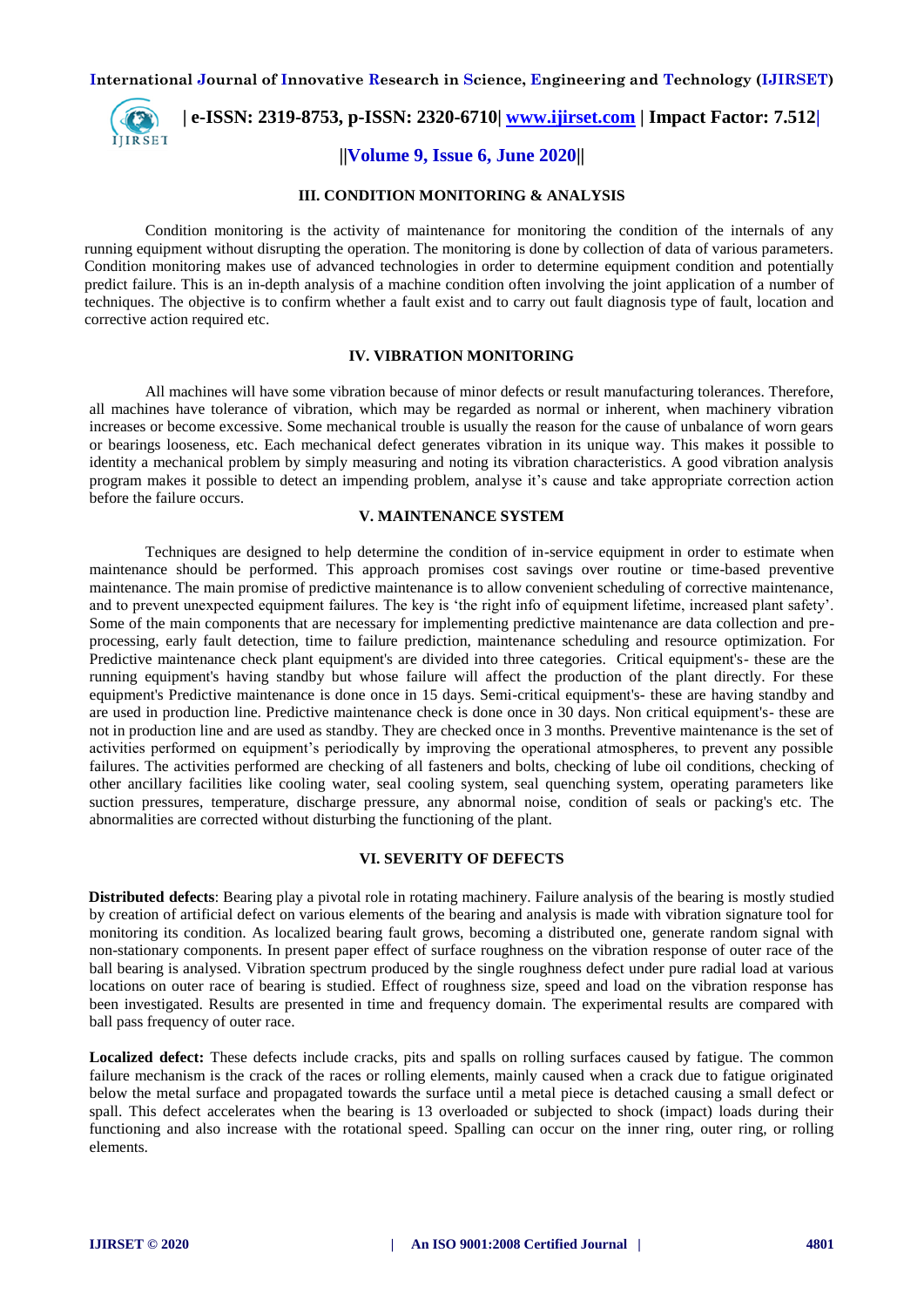## III. CONDITION MONITORING & ANALYSIS

Condition monitoring is the activity of maintenance for monitoring the condition of the internals of any running equipment without disrupting the operation. The monitoring is done by collection of data of various parameters. Condition monitoring makes use of advanced technologies in order to determine equipment condition and potentially predict failure. This is an in-depth analysis of a machine condition often involving the joint application of a number of techniques. The objective is to confirm whether a fault exist and to carry out fault diagnosis type of fault, location and corrective action required etc.

## IV. VIBRATION MONITORING

All machines will have some vibration because of minor defects or result manufacturing tolerances. Therefore, all machines have tolerance of vibration, which may be regarded as normal or inherent, when machinery vibration increases or become excessive. Some mechanical trouble is usually the reason for the cause of unbalance of worn gears or bearings looseness, etc. Each mechanical defect generates vibration in its unique way. This makes it possible to identity a mechanical problem by simply measuring and noting its vibration characteristics. A good vibration analysis program makes it possible to detect an impending problem, analyse it's cause and take appropriate correction action before the failure occurs.

## V. MAINTENANCE SYSTEM

Techniques are designed to help determine the condition of in-service equipment in order to estimate when maintenance should be performed. This approach promises cost savings over routine or time-based preventive maintenance. The main promise of predictive maintenance is to allow convenient scheduling of corrective maintenance, and to prevent unexpected equipment failures. The key is 'the right info of equipment lifetime, increased plant safety'. Some of the main components that are necessary for implementing predictive maintenance are data collection and pre-processing, early fault detection, time to failure prediction, maintenance scheduling and resource optimization. For Predictive maintenance check plant equipment's are divided into three categories. Critical equipment's- these are the running equipment's having standby but whose failure will affect the production of the plant directly. For these equipment's Predictive maintenance is done once in 15 days. Semi-critical equipment's- these are having standby and are used in production line. Predictive maintenance check is done once in 30 days. Non critical equipment's- these are not in production line and are used as standby. They are checked once in 3 months. Preventive maintenance is the set of activities performed on equipment's periodically by improving the operational atmospheres, to prevent any possible failures. The activities performed are checking of all fasteners and bolts, checking of lube oil conditions, checking of other ancillary facilities like cooling water, seal cooling system, seal quenching system, operating parameters like suction pressures, temperature, discharge pressure, any abnormal noise, condition of seals or packing's etc. The abnormalities are corrected without disturbing the functioning of the plant.

## VI. SEVERITY OF DEFECTS

**Distributed defects**: Bearing play a pivotal role in rotating machinery. Failure analysis of the bearing is mostly studied by creation of artificial defect on various elements of the bearing and analysis is made with vibration signature tool for monitoring its condition. As localized bearing fault grows, becoming a distributed one, generate random signal with non-stationary components. In present paper effect of surface roughness on the vibration response of outer race of the ball bearing is analysed. Vibration spectrum produced by the single roughness defect under pure radial load at various locations on outer race of bearing is studied. Effect of roughness size, speed and load on the vibration response has been investigated. Results are presented in time and frequency domain. The experimental results are compared with ball pass frequency of outer race.

**Localized defect:** These defects include cracks, pits and spalls on rolling surfaces caused by fatigue. The common failure mechanism is the crack of the races or rolling elements, mainly caused when a crack due to fatigue originated below the metal surface and propagated towards the surface until a metal piece is detached causing a small defect or spall. This defect accelerates when the bearing is 13 overloaded or subjected to shock (impact) loads during their functioning and also increase with the rotational speed. Spalling can occur on the inner ring, outer ring, or rolling elements.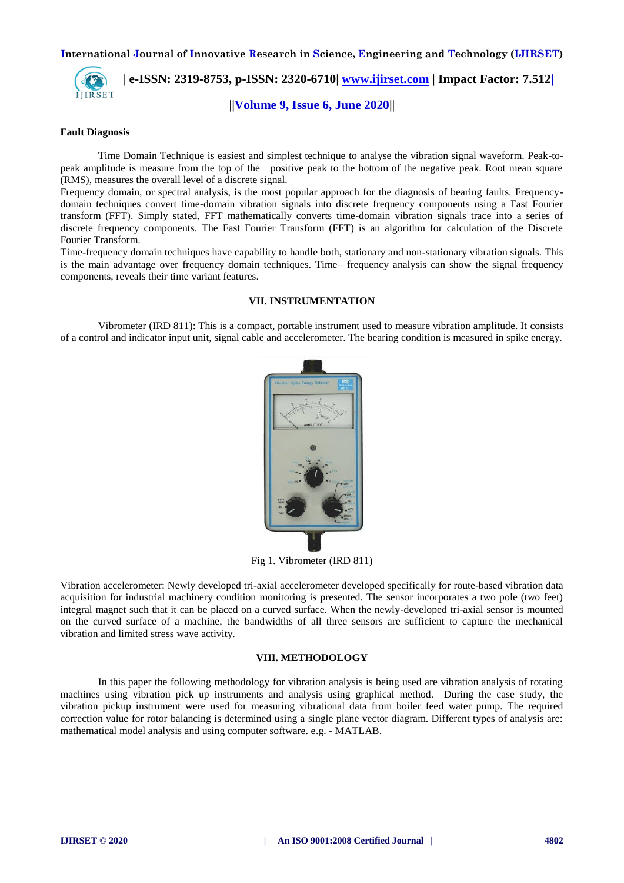**Fault Diagnosis**

Time Domain Technique is easiest and simplest technique to analyse the vibration signal waveform. Peak-to-peak amplitude is measure from the top of the positive peak to the bottom of the negative peak. Root mean square (RMS), measures the overall level of a discrete signal.

Frequency domain, or spectral analysis, is the most popular approach for the diagnosis of bearing faults. Frequency-domain techniques convert time-domain vibration signals into discrete frequency components using a Fast Fourier transform (FFT). Simply stated, FFT mathematically converts time-domain vibration signals trace into a series of discrete frequency components. The Fast Fourier Transform (FFT) is an algorithm for calculation of the Discrete Fourier Transform.

Time-frequency domain techniques have capability to handle both, stationary and non-stationary vibration signals. This is the main advantage over frequency domain techniques. Time– frequency analysis can show the signal frequency components, reveals their time variant features.

## VII. INSTRUMENTATION

Vibrometer (IRD 811): This is a compact, portable instrument used to measure vibration amplitude. It consists of a control and indicator input unit, signal cable and accelerometer. The bearing condition is measured in spike energy.

Fig 1. Vibrometer (IRD 811)

Vibration accelerometer: Newly developed tri-axial accelerometer developed specifically for route-based vibration data acquisition for industrial machinery condition monitoring is presented. The sensor incorporates a two pole (two feet) integral magnet such that it can be placed on a curved surface. When the newly-developed tri-axial sensor is mounted on the curved surface of a machine, the bandwidths of all three sensors are sufficient to capture the mechanical vibration and limited stress wave activity.

## VIII. METHODOLOGY

In this paper the following methodology for vibration analysis is being used are vibration analysis of rotating machines using vibration pick up instruments and analysis using graphical method. During the case study, the vibration pickup instrument were used for measuring vibrational data from boiler feed water pump. The required correction value for rotor balancing is determined using a single plane vector diagram. Different types of analysis are: mathematical model analysis and using computer software. e.g. - MATLAB.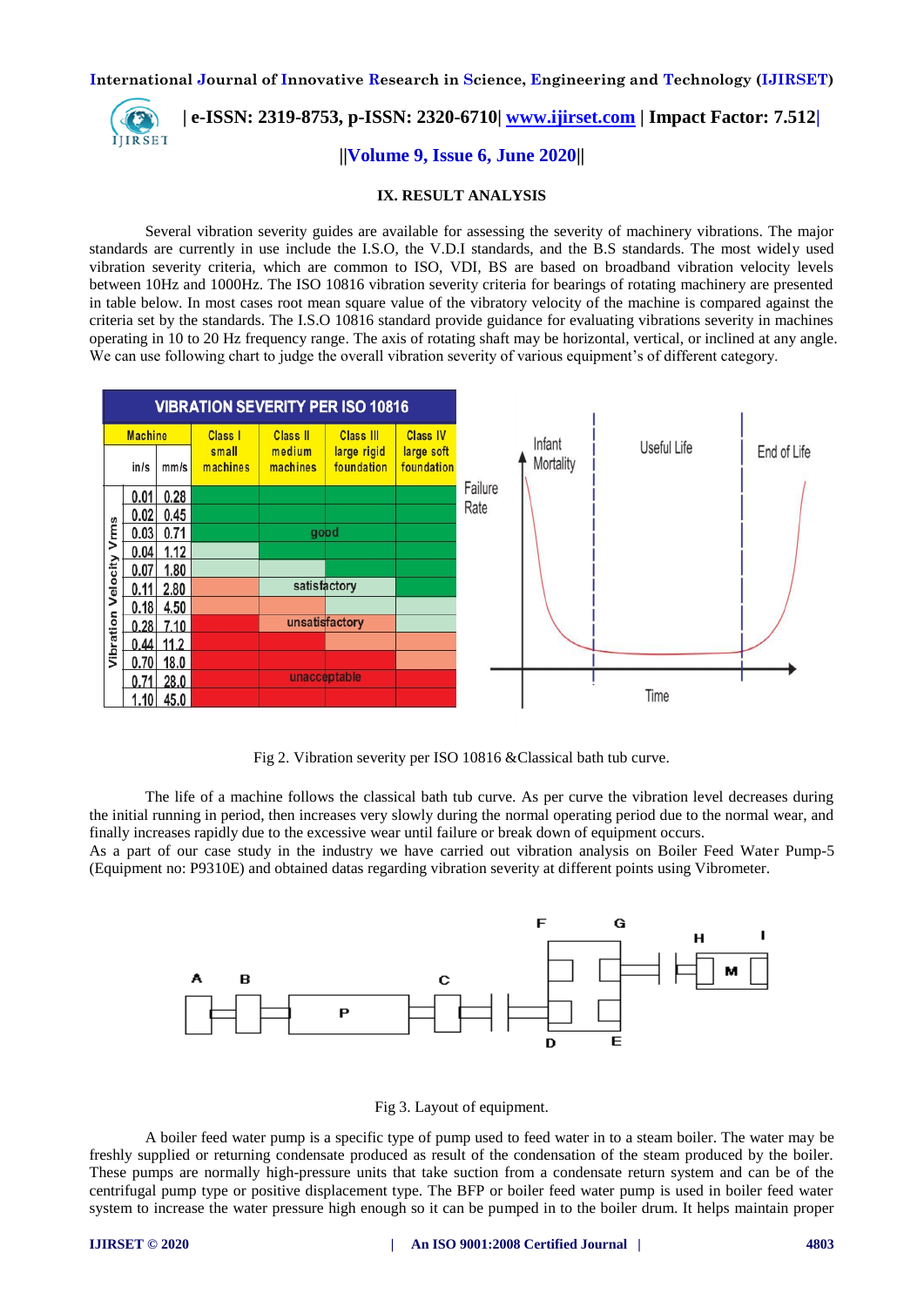## IX. RESULT ANALYSIS

Several vibration severity guides are available for assessing the severity of machinery vibrations. The major standards are currently in use include the I.S.O, the V.D.I standards, and the B.S standards. The most widely used vibration severity criteria, which are common to ISO, VDI, BS are based on broadband vibration velocity levels between 10Hz and 1000Hz. The ISO 10816 vibration severity criteria for bearings of rotating machinery are presented in table below. In most cases root mean square value of the vibratory velocity of the machine is compared against the criteria set by the standards. The I.S.O 10816 standard provide guidance for evaluating vibrations severity in machines operating in 10 to 20 Hz frequency range. The axis of rotating shaft may be horizontal, vertical, or inclined at any angle. We can use following chart to judge the overall vibration severity of various equipment's of different category.

Fig 2. Vibration severity per ISO 10816 &Classical bath tub curve.

The life of a machine follows the classical bath tub curve. As per curve the vibration level decreases during the initial running in period, then increases very slowly during the normal operating period due to the normal wear, and finally increases rapidly due to the excessive wear until failure or break down of equipment occurs.
As a part of our case study in the industry we have carried out vibration analysis on Boiler Feed Water Pump-5 (Equipment no: P9310E) and obtained datas regarding vibration severity at different points using Vibrometer.

Fig 3. Layout of equipment.

A boiler feed water pump is a specific type of pump used to feed water in to a steam boiler. The water may be freshly supplied or returning condensate produced as result of the condensation of the steam produced by the boiler. These pumps are normally high-pressure units that take suction from a condensate return system and can be of the centrifugal pump type or positive displacement type. The BFP or boiler feed water pump is used in boiler feed water system to increase the water pressure high enough so it can be pumped in to the boiler drum. It helps maintain proper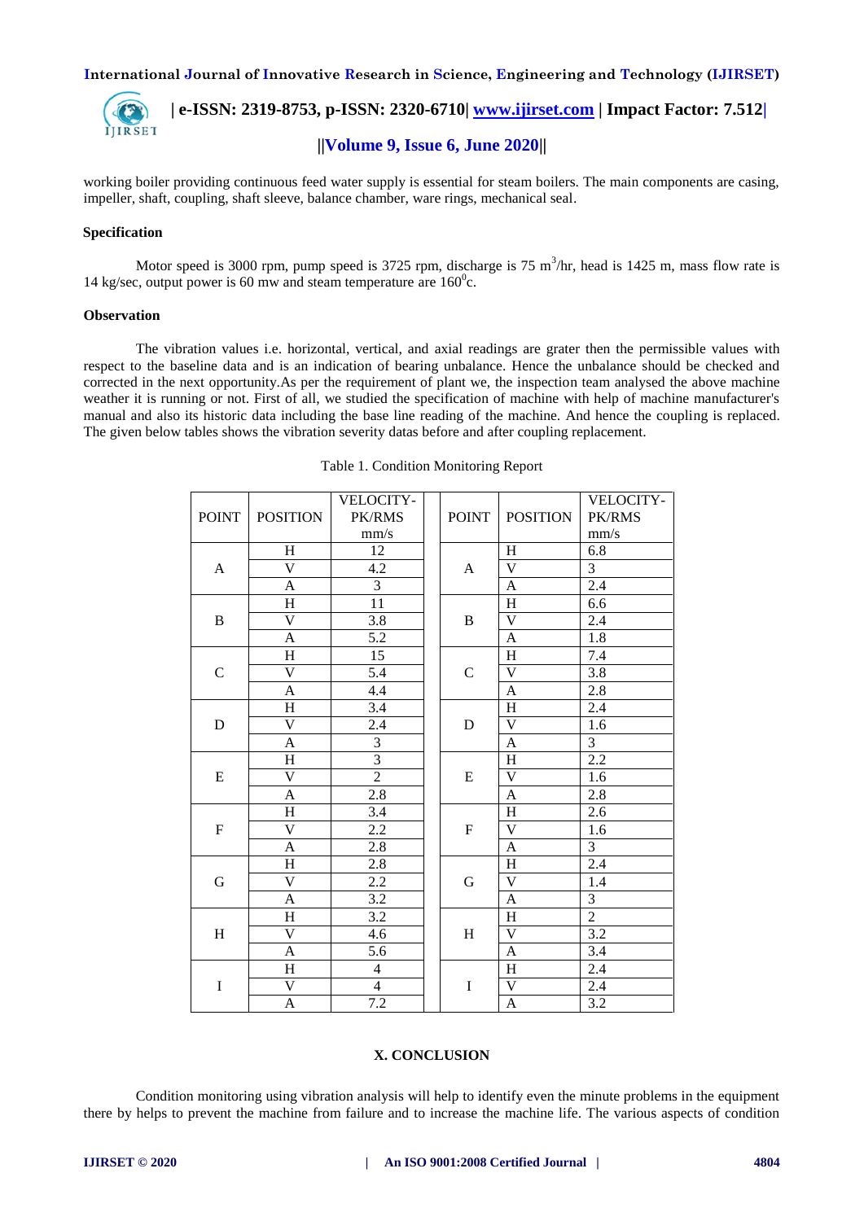working boiler providing continuous feed water supply is essential for steam boilers. The main components are casing, impeller, shaft, coupling, shaft sleeve, balance chamber, ware rings, mechanical seal.

### Specification

Motor speed is 3000 rpm, pump speed is 3725 rpm, discharge is 75 $m^3$/hr, head is 1425 m, mass flow rate is 14 kg/sec, output power is 60 mw and steam temperature are $160^0$c.

### Observation

The vibration values i.e. horizontal, vertical, and axial readings are grater then the permissible values with respect to the baseline data and is an indication of bearing unbalance. Hence the unbalance should be checked and corrected in the next opportunity.As per the requirement of plant we, the inspection team analysed the above machine weather it is running or not. First of all, we studied the specification of machine with help of machine manufacturer's manual and also its historic data including the base line reading of the machine. And hence the coupling is replaced. The given below tables shows the vibration severity datas before and after coupling replacement.

Table 1. Condition Monitoring Report

| POINT | POSITION | VELOCITY-PK/RMS mm/s | | POINT | POSITION | VELOCITY-PK/RMS mm/s |
|---|---|---|---|---|---|---|
| A | H | 12 | | A | H | 6.8 |
| | V | 4.2 | | | V | 3 |
| | A | 3 | | | A | 2.4 |
| B | H | 11 | | B | H | 6.6 |
| | V | 3.8 | | | V | 2.4 |
| | A | 5.2 | | | A | 1.8 |
| C | H | 15 | | C | H | 7.4 |
| | V | 5.4 | | | V | 3.8 |
| | A | 4.4 | | | A | 2.8 |
| D | H | 3.4 | | D | H | 2.4 |
| | V | 2.4 | | | V | 1.6 |
| | A | 3 | | | A | 3 |
| E | H | 3 | | E | H | 2.2 |
| | V | 2 | | | V | 1.6 |
| | A | 2.8 | | | A | 2.8 |
| F | H | 3.4 | | F | H | 2.6 |
| | V | 2.2 | | | V | 1.6 |
| | A | 2.8 | | | A | 3 |
| G | H | 2.8 | | G | H | 2.4 |
| | V | 2.2 | | | V | 1.4 |
| | A | 3.2 | | | A | 3 |
| H | H | 3.2 | | H | H | 2 |
| | V | 4.6 | | | V | 3.2 |
| | A | 5.6 | | | A | 3.4 |
| I | H | 4 | | I | H | 2.4 |
| | V | 4 | | | V | 2.4 |
| | A | 7.2 | | | A | 3.2 |

## X. CONCLUSION

Condition monitoring using vibration analysis will help to identify even the minute problems in the equipment there by helps to prevent the machine from failure and to increase the machine life. The various aspects of condition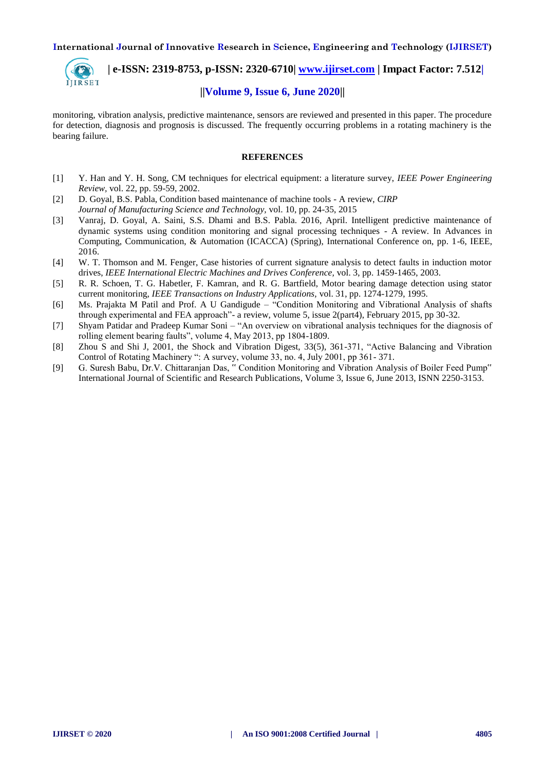monitoring, vibration analysis, predictive maintenance, sensors are reviewed and presented in this paper. The procedure for detection, diagnosis and prognosis is discussed. The frequently occurring problems in a rotating machinery is the bearing failure.

## REFERENCES

[1] Y. Han and Y. H. Song, CM techniques for electrical equipment: a literature survey, *IEEE Power Engineering Review*, vol. 22, pp. 59-59, 2002.

[2] D. Goyal, B.S. Pabla, Condition based maintenance of machine tools - A review, *CIRP Journal of Manufacturing Science and Technology*, vol. 10, pp. 24-35, 2015

[3] Vanraj, D. Goyal, A. Saini, S.S. Dhami and B.S. Pabla. 2016, April. Intelligent predictive maintenance of dynamic systems using condition monitoring and signal processing techniques - A review. In Advances in Computing, Communication, & Automation (ICACCA) (Spring), International Conference on, pp. 1-6, IEEE, 2016.

[4] W. T. Thomson and M. Fenger, Case histories of current signature analysis to detect faults in induction motor drives, *IEEE International Electric Machines and Drives Conference*, vol. 3, pp. 1459-1465, 2003.

[5] R. R. Schoen, T. G. Habetler, F. Kamran, and R. G. Bartfield, Motor bearing damage detection using stator current monitoring, *IEEE Transactions on Industry Applications*, vol. 31, pp. 1274-1279, 1995.

[6] Ms. Prajakta M Patil and Prof. A U Gandigude – "Condition Monitoring and Vibrational Analysis of shafts through experimental and FEA approach"- a review, volume 5, issue 2(part4), February 2015, pp 30-32.

[7] Shyam Patidar and Pradeep Kumar Soni – "An overview on vibrational analysis techniques for the diagnosis of rolling element bearing faults", volume 4, May 2013, pp 1804-1809.

[8] Zhou S and Shi J, 2001, the Shock and Vibration Digest, 33(5), 361-371, "Active Balancing and Vibration Control of Rotating Machinery ": A survey, volume 33, no. 4, July 2001, pp 361- 371.

[9] G. Suresh Babu, Dr.V. Chittaranjan Das, " Condition Monitoring and Vibration Analysis of Boiler Feed Pump" International Journal of Scientific and Research Publications, Volume 3, Issue 6, June 2013, ISNN 2250-3153.